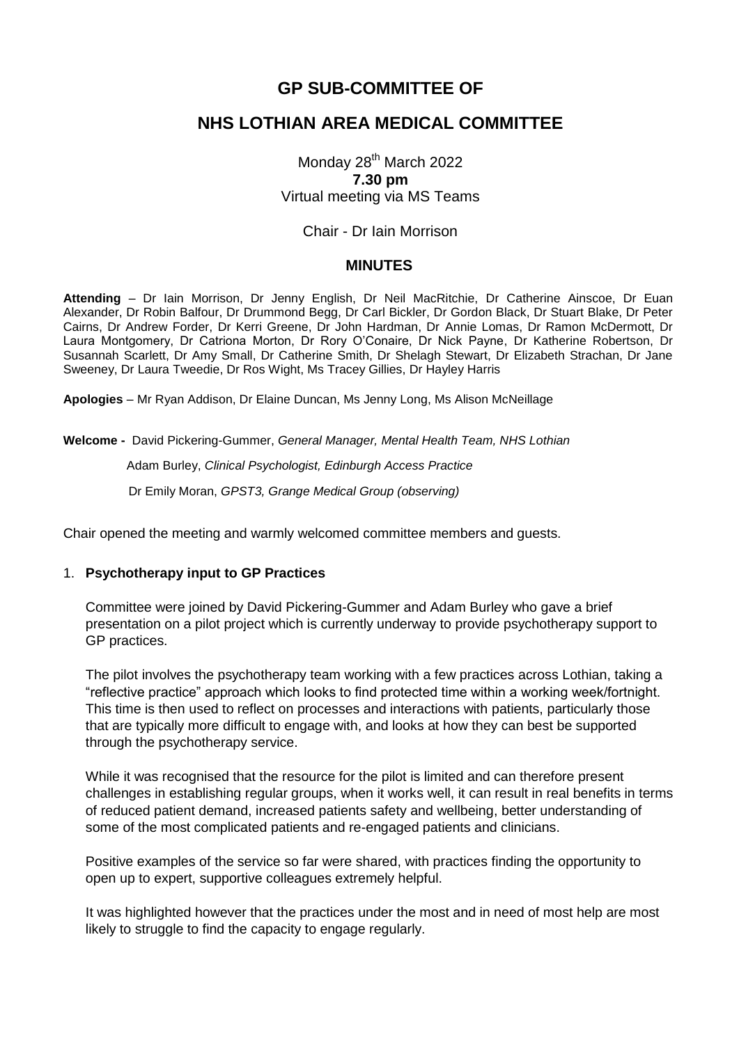# GP SUB-COMMITTEE OF

# NHS LOTHIAN AREA MEDICAL COMMITTEE

Monday 28th March 2022
**7.30 pm**
Virtual meeting via MS Teams

Chair - Dr Iain Morrison

## MINUTES

**Attending** – Dr Iain Morrison, Dr Jenny English, Dr Neil MacRitchie, Dr Catherine Ainscoe, Dr Euan Alexander, Dr Robin Balfour, Dr Drummond Begg, Dr Carl Bickler, Dr Gordon Black, Dr Stuart Blake, Dr Peter Cairns, Dr Andrew Forder, Dr Kerri Greene, Dr John Hardman, Dr Annie Lomas, Dr Ramon McDermott, Dr Laura Montgomery, Dr Catriona Morton, Dr Rory O'Conaire, Dr Nick Payne, Dr Katherine Robertson, Dr Susannah Scarlett, Dr Amy Small, Dr Catherine Smith, Dr Shelagh Stewart, Dr Elizabeth Strachan, Dr Jane Sweeney, Dr Laura Tweedie, Dr Ros Wight, Ms Tracey Gillies, Dr Hayley Harris

**Apologies** – Mr Ryan Addison, Dr Elaine Duncan, Ms Jenny Long, Ms Alison McNeillage

**Welcome -** David Pickering-Gummer, *General Manager, Mental Health Team, NHS Lothian*

Adam Burley, *Clinical Psychologist, Edinburgh Access Practice*

Dr Emily Moran, *GPST3, Grange Medical Group (observing)*

Chair opened the meeting and warmly welcomed committee members and guests.

1. **Psychotherapy input to GP Practices**

   Committee were joined by David Pickering-Gummer and Adam Burley who gave a brief presentation on a pilot project which is currently underway to provide psychotherapy support to GP practices.

   The pilot involves the psychotherapy team working with a few practices across Lothian, taking a "reflective practice" approach which looks to find protected time within a working week/fortnight. This time is then used to reflect on processes and interactions with patients, particularly those that are typically more difficult to engage with, and looks at how they can best be supported through the psychotherapy service.

   While it was recognised that the resource for the pilot is limited and can therefore present challenges in establishing regular groups, when it works well, it can result in real benefits in terms of reduced patient demand, increased patients safety and wellbeing, better understanding of some of the most complicated patients and re-engaged patients and clinicians.

   Positive examples of the service so far were shared, with practices finding the opportunity to open up to expert, supportive colleagues extremely helpful.

   It was highlighted however that the practices under the most and in need of most help are most likely to struggle to find the capacity to engage regularly.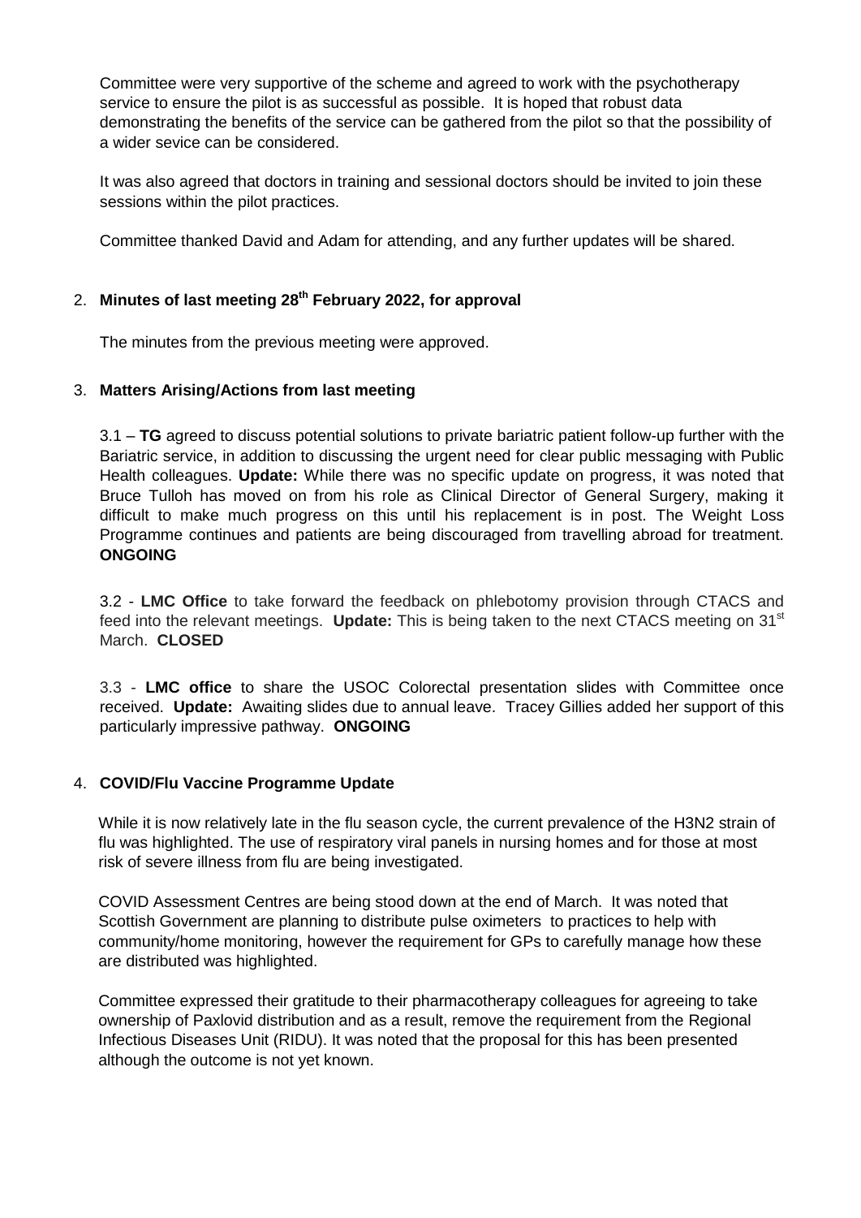Committee were very supportive of the scheme and agreed to work with the psychotherapy service to ensure the pilot is as successful as possible. It is hoped that robust data demonstrating the benefits of the service can be gathered from the pilot so that the possibility of a wider sevice can be considered.

It was also agreed that doctors in training and sessional doctors should be invited to join these sessions within the pilot practices.

Committee thanked David and Adam for attending, and any further updates will be shared.

2. **Minutes of last meeting 28th February 2022, for approval**

   The minutes from the previous meeting were approved.

3. **Matters Arising/Actions from last meeting**

   3.1 – **TG** agreed to discuss potential solutions to private bariatric patient follow-up further with the Bariatric service, in addition to discussing the urgent need for clear public messaging with Public Health colleagues. **Update:** While there was no specific update on progress, it was noted that Bruce Tulloh has moved on from his role as Clinical Director of General Surgery, making it difficult to make much progress on this until his replacement is in post. The Weight Loss Programme continues and patients are being discouraged from travelling abroad for treatment. **ONGOING**

   3.2 - **LMC Office** to take forward the feedback on phlebotomy provision through CTACS and feed into the relevant meetings. **Update:** This is being taken to the next CTACS meeting on 31st March. **CLOSED**

   3.3 - **LMC office** to share the USOC Colorectal presentation slides with Committee once received. **Update:** Awaiting slides due to annual leave. Tracey Gillies added her support of this particularly impressive pathway. **ONGOING**

4. **COVID/Flu Vaccine Programme Update**

   While it is now relatively late in the flu season cycle, the current prevalence of the H3N2 strain of flu was highlighted. The use of respiratory viral panels in nursing homes and for those at most risk of severe illness from flu are being investigated.

   COVID Assessment Centres are being stood down at the end of March. It was noted that Scottish Government are planning to distribute pulse oximeters to practices to help with community/home monitoring, however the requirement for GPs to carefully manage how these are distributed was highlighted.

   Committee expressed their gratitude to their pharmacotherapy colleagues for agreeing to take ownership of Paxlovid distribution and as a result, remove the requirement from the Regional Infectious Diseases Unit (RIDU). It was noted that the proposal for this has been presented although the outcome is not yet known.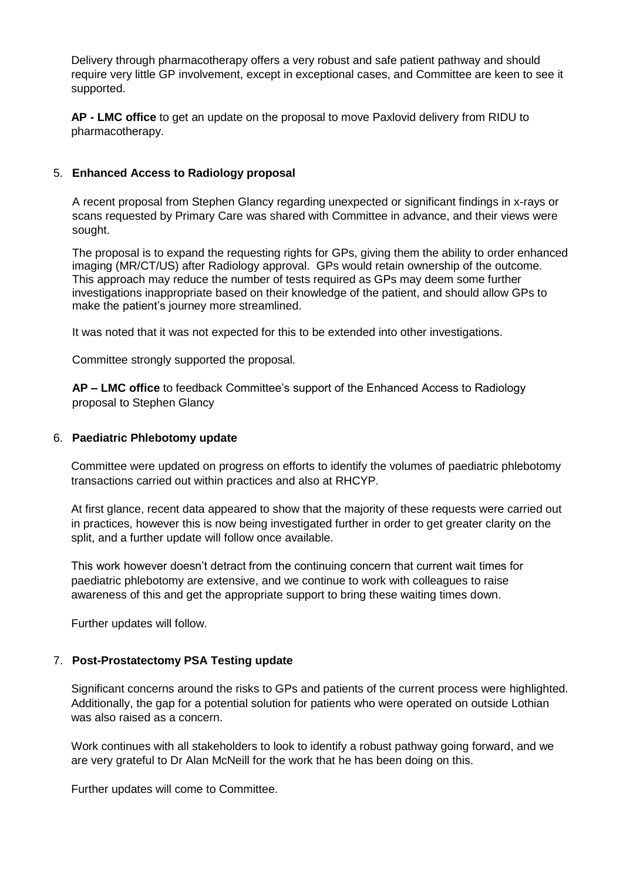Delivery through pharmacotherapy offers a very robust and safe patient pathway and should require very little GP involvement, except in exceptional cases, and Committee are keen to see it supported.

**AP - LMC office** to get an update on the proposal to move Paxlovid delivery from RIDU to pharmacotherapy.

5. **Enhanced Access to Radiology proposal**

A recent proposal from Stephen Glancy regarding unexpected or significant findings in x-rays or scans requested by Primary Care was shared with Committee in advance, and their views were sought.

The proposal is to expand the requesting rights for GPs, giving them the ability to order enhanced imaging (MR/CT/US) after Radiology approval. GPs would retain ownership of the outcome. This approach may reduce the number of tests required as GPs may deem some further investigations inappropriate based on their knowledge of the patient, and should allow GPs to make the patient's journey more streamlined.

It was noted that it was not expected for this to be extended into other investigations.

Committee strongly supported the proposal.

**AP – LMC office** to feedback Committee's support of the Enhanced Access to Radiology proposal to Stephen Glancy

6. **Paediatric Phlebotomy update**

Committee were updated on progress on efforts to identify the volumes of paediatric phlebotomy transactions carried out within practices and also at RHCYP.

At first glance, recent data appeared to show that the majority of these requests were carried out in practices, however this is now being investigated further in order to get greater clarity on the split, and a further update will follow once available.

This work however doesn't detract from the continuing concern that current wait times for paediatric phlebotomy are extensive, and we continue to work with colleagues to raise awareness of this and get the appropriate support to bring these waiting times down.

Further updates will follow.

7. **Post-Prostatectomy PSA Testing update**

Significant concerns around the risks to GPs and patients of the current process were highlighted. Additionally, the gap for a potential solution for patients who were operated on outside Lothian was also raised as a concern.

Work continues with all stakeholders to look to identify a robust pathway going forward, and we are very grateful to Dr Alan McNeill for the work that he has been doing on this.

Further updates will come to Committee.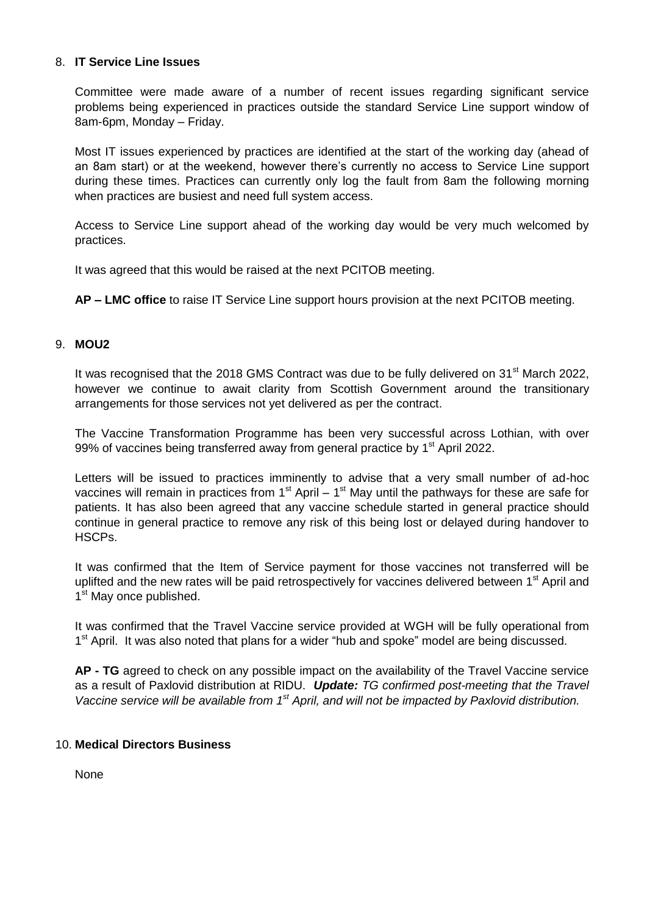8. **IT Service Line Issues**

   Committee were made aware of a number of recent issues regarding significant service problems being experienced in practices outside the standard Service Line support window of 8am-6pm, Monday – Friday.

   Most IT issues experienced by practices are identified at the start of the working day (ahead of an 8am start) or at the weekend, however there's currently no access to Service Line support during these times. Practices can currently only log the fault from 8am the following morning when practices are busiest and need full system access.

   Access to Service Line support ahead of the working day would be very much welcomed by practices.

   It was agreed that this would be raised at the next PCITOB meeting.

   **AP – LMC office** to raise IT Service Line support hours provision at the next PCITOB meeting.

9. **MOU2**

   It was recognised that the 2018 GMS Contract was due to be fully delivered on 31st March 2022, however we continue to await clarity from Scottish Government around the transitionary arrangements for those services not yet delivered as per the contract.

   The Vaccine Transformation Programme has been very successful across Lothian, with over 99% of vaccines being transferred away from general practice by 1st April 2022.

   Letters will be issued to practices imminently to advise that a very small number of ad-hoc vaccines will remain in practices from 1st April – 1st May until the pathways for these are safe for patients. It has also been agreed that any vaccine schedule started in general practice should continue in general practice to remove any risk of this being lost or delayed during handover to HSCPs.

   It was confirmed that the Item of Service payment for those vaccines not transferred will be uplifted and the new rates will be paid retrospectively for vaccines delivered between 1st April and 1st May once published.

   It was confirmed that the Travel Vaccine service provided at WGH will be fully operational from 1st April. It was also noted that plans for a wider "hub and spoke" model are being discussed.

   **AP - TG** agreed to check on any possible impact on the availability of the Travel Vaccine service as a result of Paxlovid distribution at RIDU. ***Update:*** *TG confirmed post-meeting that the Travel Vaccine service will be available from 1st April, and will not be impacted by Paxlovid distribution.*

10. **Medical Directors Business**

    None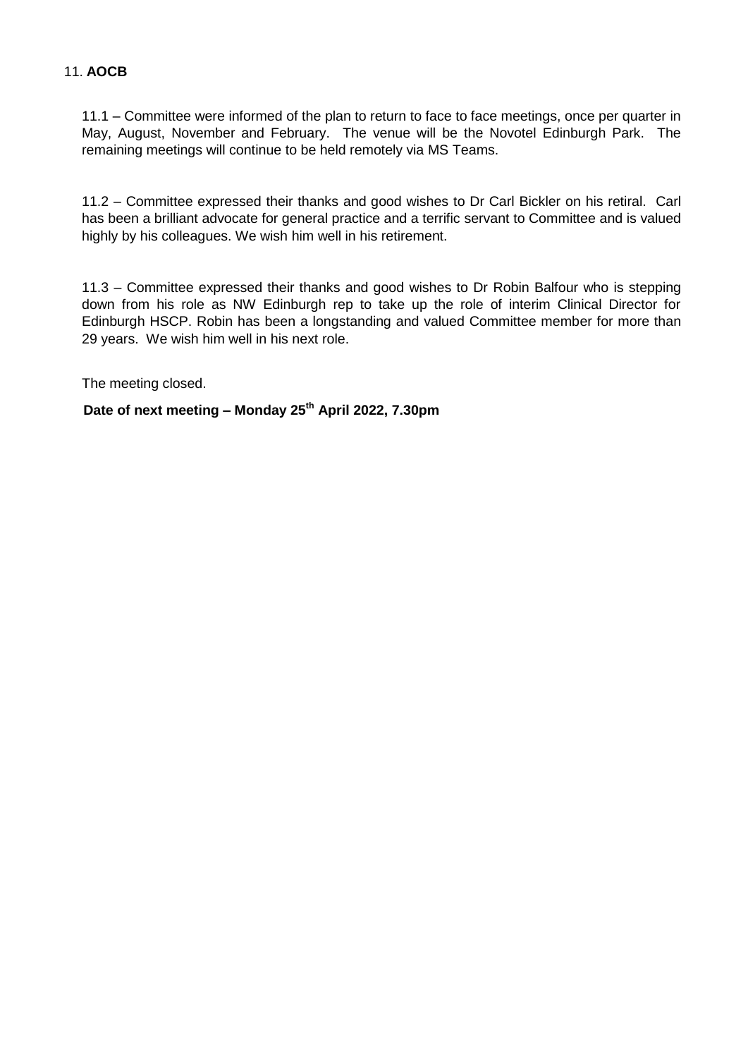## 11. **AOCB**

11.1 – Committee were informed of the plan to return to face to face meetings, once per quarter in May, August, November and February. The venue will be the Novotel Edinburgh Park. The remaining meetings will continue to be held remotely via MS Teams.

11.2 – Committee expressed their thanks and good wishes to Dr Carl Bickler on his retiral. Carl has been a brilliant advocate for general practice and a terrific servant to Committee and is valued highly by his colleagues. We wish him well in his retirement.

11.3 – Committee expressed their thanks and good wishes to Dr Robin Balfour who is stepping down from his role as NW Edinburgh rep to take up the role of interim Clinical Director for Edinburgh HSCP. Robin has been a longstanding and valued Committee member for more than 29 years. We wish him well in his next role.

The meeting closed.

**Date of next meeting – Monday 25th April 2022, 7.30pm**